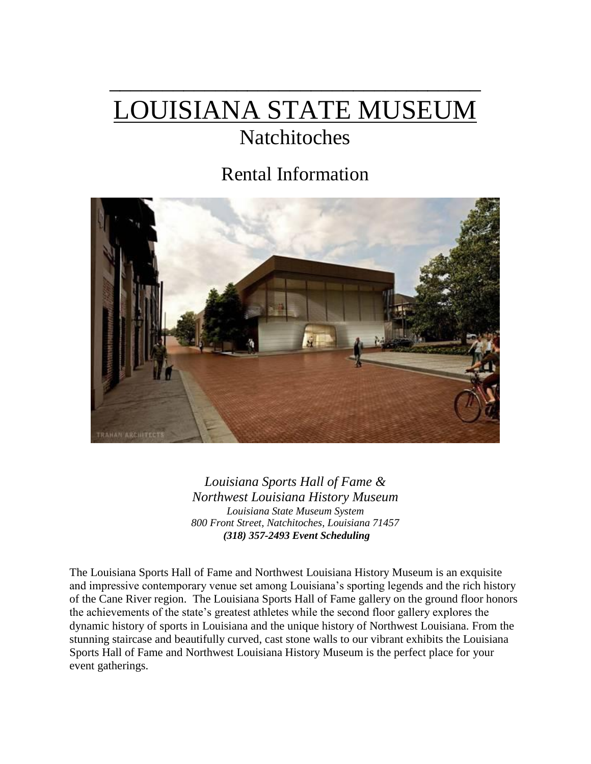# LOUISIANA STATE MUSEUM

## Natchitoches

## Rental Information

*Louisiana Sports Hall of Fame &*
*Northwest Louisiana History Museum*
*Louisiana State Museum System*
*800 Front Street, Natchitoches, Louisiana 71457*
***(318) 357-2493 Event Scheduling***

The Louisiana Sports Hall of Fame and Northwest Louisiana History Museum is an exquisite and impressive contemporary venue set among Louisiana's sporting legends and the rich history of the Cane River region. The Louisiana Sports Hall of Fame gallery on the ground floor honors the achievements of the state's greatest athletes while the second floor gallery explores the dynamic history of sports in Louisiana and the unique history of Northwest Louisiana. From the stunning staircase and beautifully curved, cast stone walls to our vibrant exhibits the Louisiana Sports Hall of Fame and Northwest Louisiana History Museum is the perfect place for your event gatherings.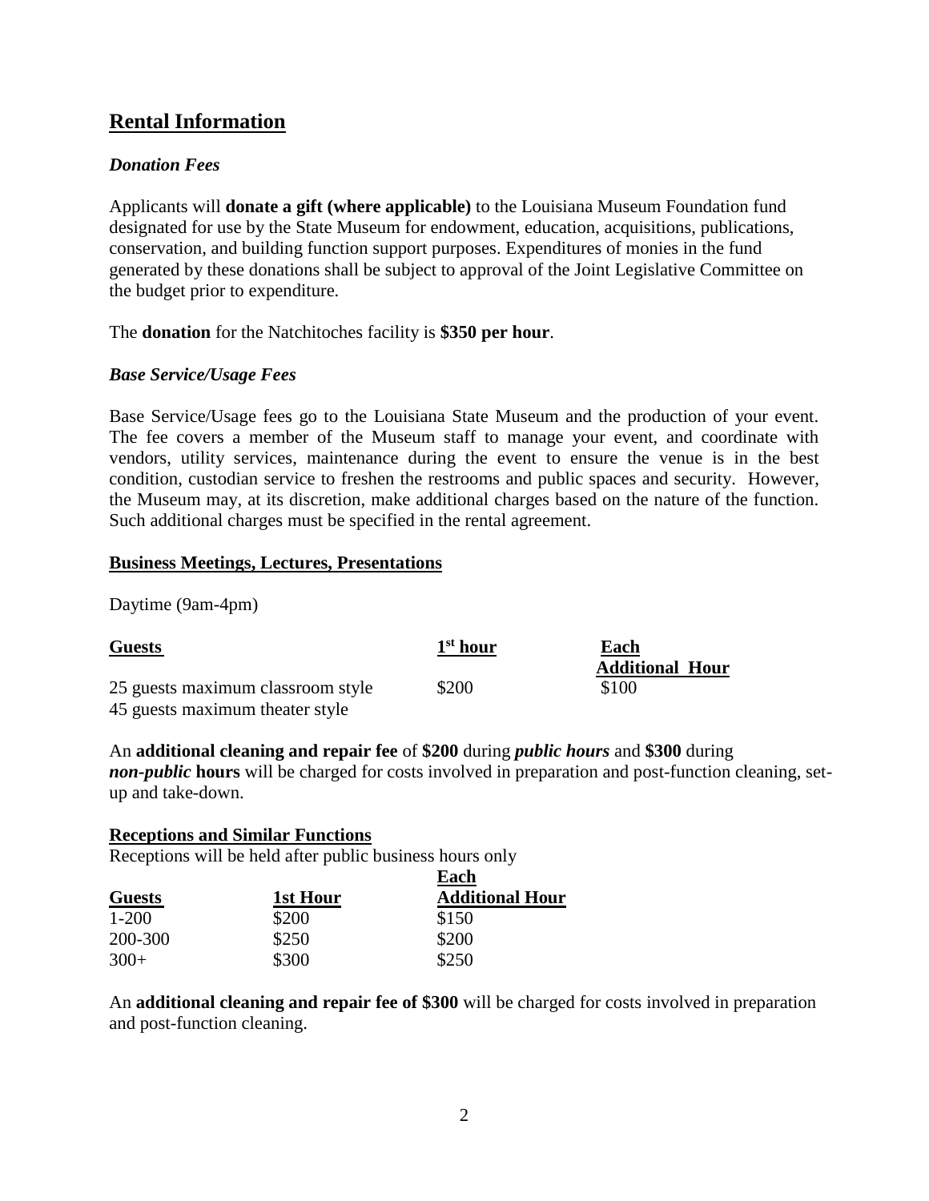## Rental Information

### *Donation Fees*

Applicants will **donate a gift (where applicable)** to the Louisiana Museum Foundation fund designated for use by the State Museum for endowment, education, acquisitions, publications, conservation, and building function support purposes. Expenditures of monies in the fund generated by these donations shall be subject to approval of the Joint Legislative Committee on the budget prior to expenditure.

The **donation** for the Natchitoches facility is **$350 per hour**.

### *Base Service/Usage Fees*

Base Service/Usage fees go to the Louisiana State Museum and the production of your event. The fee covers a member of the Museum staff to manage your event, and coordinate with vendors, utility services, maintenance during the event to ensure the venue is in the best condition, custodian service to freshen the restrooms and public spaces and security. However, the Museum may, at its discretion, make additional charges based on the nature of the function. Such additional charges must be specified in the rental agreement.

#### Business Meetings, Lectures, Presentations

Daytime (9am-4pm)

| Guests | 1st hour | Each Additional Hour |
|---|---|---|
| 25 guests maximum classroom style<br>45 guests maximum theater style | $200 | $100 |

An **additional cleaning and repair fee** of **$200** during ***public hours*** and **$300** during ***non-public*** **hours** will be charged for costs involved in preparation and post-function cleaning, set-up and take-down.

#### Receptions and Similar Functions

Receptions will be held after public business hours only

| Guests | 1st Hour | Each Additional Hour |
|---|---|---|
| 1-200 | $200 | $150 |
| 200-300 | $250 | $200 |
| 300+ | $300 | $250 |

An **additional cleaning and repair fee of $300** will be charged for costs involved in preparation and post-function cleaning.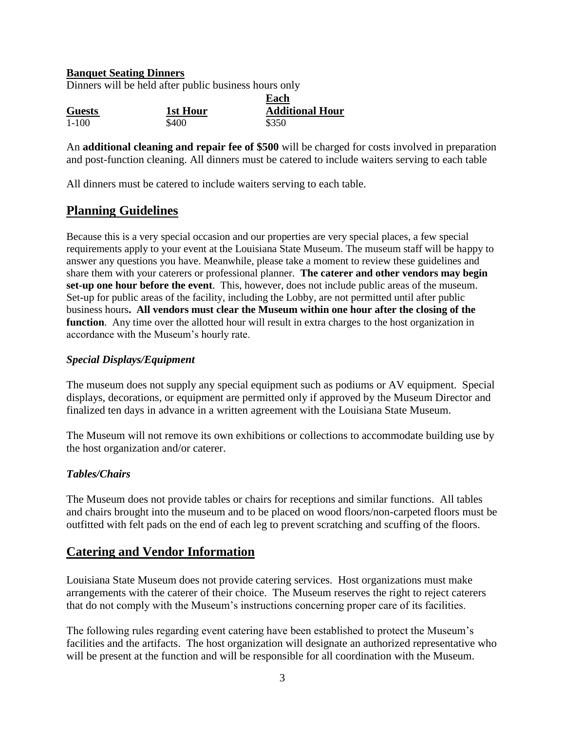**Banquet Seating Dinners**

Dinners will be held after public business hours only

| Guests | 1st Hour | Each Additional Hour |
|---|---|---|
| 1-100 | $400 | $350 |

An **additional cleaning and repair fee of $500** will be charged for costs involved in preparation and post-function cleaning. All dinners must be catered to include waiters serving to each table

All dinners must be catered to include waiters serving to each table.

## Planning Guidelines

Because this is a very special occasion and our properties are very special places, a few special requirements apply to your event at the Louisiana State Museum. The museum staff will be happy to answer any questions you have. Meanwhile, please take a moment to review these guidelines and share them with your caterers or professional planner. **The caterer and other vendors may begin set-up one hour before the event**. This, however, does not include public areas of the museum. Set-up for public areas of the facility, including the Lobby, are not permitted until after public business hours**. All vendors must clear the Museum within one hour after the closing of the function**. Any time over the allotted hour will result in extra charges to the host organization in accordance with the Museum's hourly rate.

### *Special Displays/Equipment*

The museum does not supply any special equipment such as podiums or AV equipment. Special displays, decorations, or equipment are permitted only if approved by the Museum Director and finalized ten days in advance in a written agreement with the Louisiana State Museum.

The Museum will not remove its own exhibitions or collections to accommodate building use by the host organization and/or caterer.

### *Tables/Chairs*

The Museum does not provide tables or chairs for receptions and similar functions. All tables and chairs brought into the museum and to be placed on wood floors/non-carpeted floors must be outfitted with felt pads on the end of each leg to prevent scratching and scuffing of the floors.

## Catering and Vendor Information

Louisiana State Museum does not provide catering services. Host organizations must make arrangements with the caterer of their choice. The Museum reserves the right to reject caterers that do not comply with the Museum's instructions concerning proper care of its facilities.

The following rules regarding event catering have been established to protect the Museum's facilities and the artifacts. The host organization will designate an authorized representative who will be present at the function and will be responsible for all coordination with the Museum.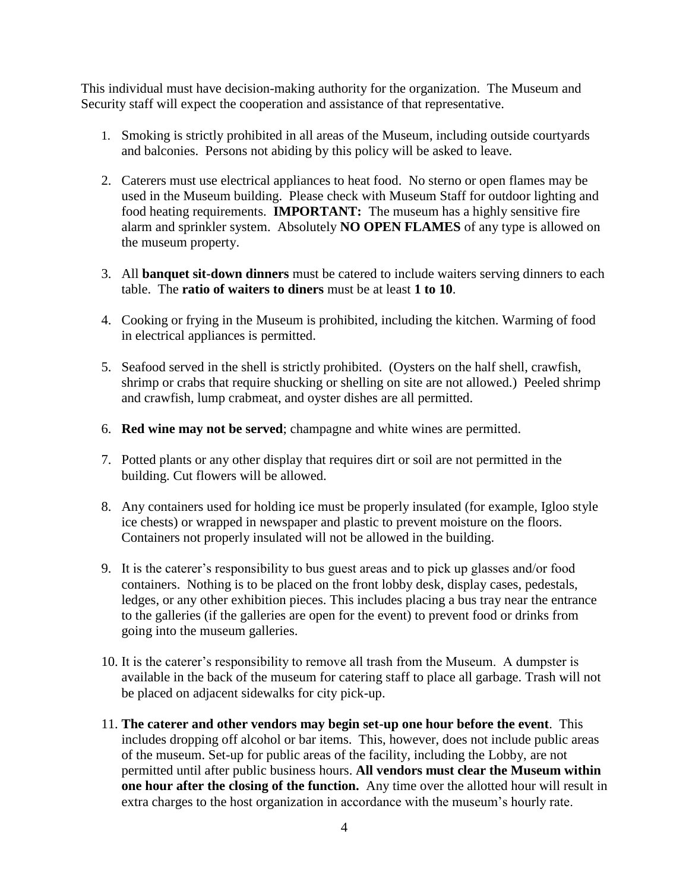This individual must have decision-making authority for the organization. The Museum and Security staff will expect the cooperation and assistance of that representative.

1. Smoking is strictly prohibited in all areas of the Museum, including outside courtyards and balconies. Persons not abiding by this policy will be asked to leave.

2. Caterers must use electrical appliances to heat food. No sterno or open flames may be used in the Museum building. Please check with Museum Staff for outdoor lighting and food heating requirements. **IMPORTANT:** The museum has a highly sensitive fire alarm and sprinkler system. Absolutely **NO OPEN FLAMES** of any type is allowed on the museum property.

3. All **banquet sit-down dinners** must be catered to include waiters serving dinners to each table. The **ratio of waiters to diners** must be at least **1 to 10**.

4. Cooking or frying in the Museum is prohibited, including the kitchen. Warming of food in electrical appliances is permitted.

5. Seafood served in the shell is strictly prohibited. (Oysters on the half shell, crawfish, shrimp or crabs that require shucking or shelling on site are not allowed.) Peeled shrimp and crawfish, lump crabmeat, and oyster dishes are all permitted.

6. **Red wine may not be served**; champagne and white wines are permitted.

7. Potted plants or any other display that requires dirt or soil are not permitted in the building. Cut flowers will be allowed.

8. Any containers used for holding ice must be properly insulated (for example, Igloo style ice chests) or wrapped in newspaper and plastic to prevent moisture on the floors. Containers not properly insulated will not be allowed in the building.

9. It is the caterer's responsibility to bus guest areas and to pick up glasses and/or food containers. Nothing is to be placed on the front lobby desk, display cases, pedestals, ledges, or any other exhibition pieces. This includes placing a bus tray near the entrance to the galleries (if the galleries are open for the event) to prevent food or drinks from going into the museum galleries.

10. It is the caterer's responsibility to remove all trash from the Museum. A dumpster is available in the back of the museum for catering staff to place all garbage. Trash will not be placed on adjacent sidewalks for city pick-up.

11. **The caterer and other vendors may begin set-up one hour before the event**. This includes dropping off alcohol or bar items. This, however, does not include public areas of the museum. Set-up for public areas of the facility, including the Lobby, are not permitted until after public business hours. **All vendors must clear the Museum within one hour after the closing of the function.** Any time over the allotted hour will result in extra charges to the host organization in accordance with the museum's hourly rate.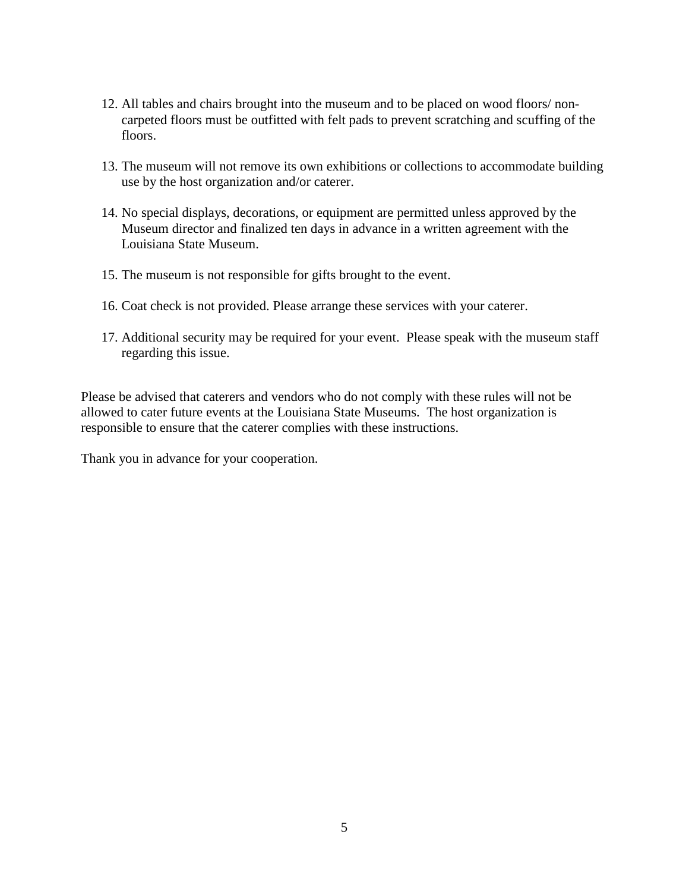12. All tables and chairs brought into the museum and to be placed on wood floors/ non-carpeted floors must be outfitted with felt pads to prevent scratching and scuffing of the floors.

13. The museum will not remove its own exhibitions or collections to accommodate building use by the host organization and/or caterer.

14. No special displays, decorations, or equipment are permitted unless approved by the Museum director and finalized ten days in advance in a written agreement with the Louisiana State Museum.

15. The museum is not responsible for gifts brought to the event.

16. Coat check is not provided. Please arrange these services with your caterer.

17. Additional security may be required for your event. Please speak with the museum staff regarding this issue.

Please be advised that caterers and vendors who do not comply with these rules will not be allowed to cater future events at the Louisiana State Museums. The host organization is responsible to ensure that the caterer complies with these instructions.

Thank you in advance for your cooperation.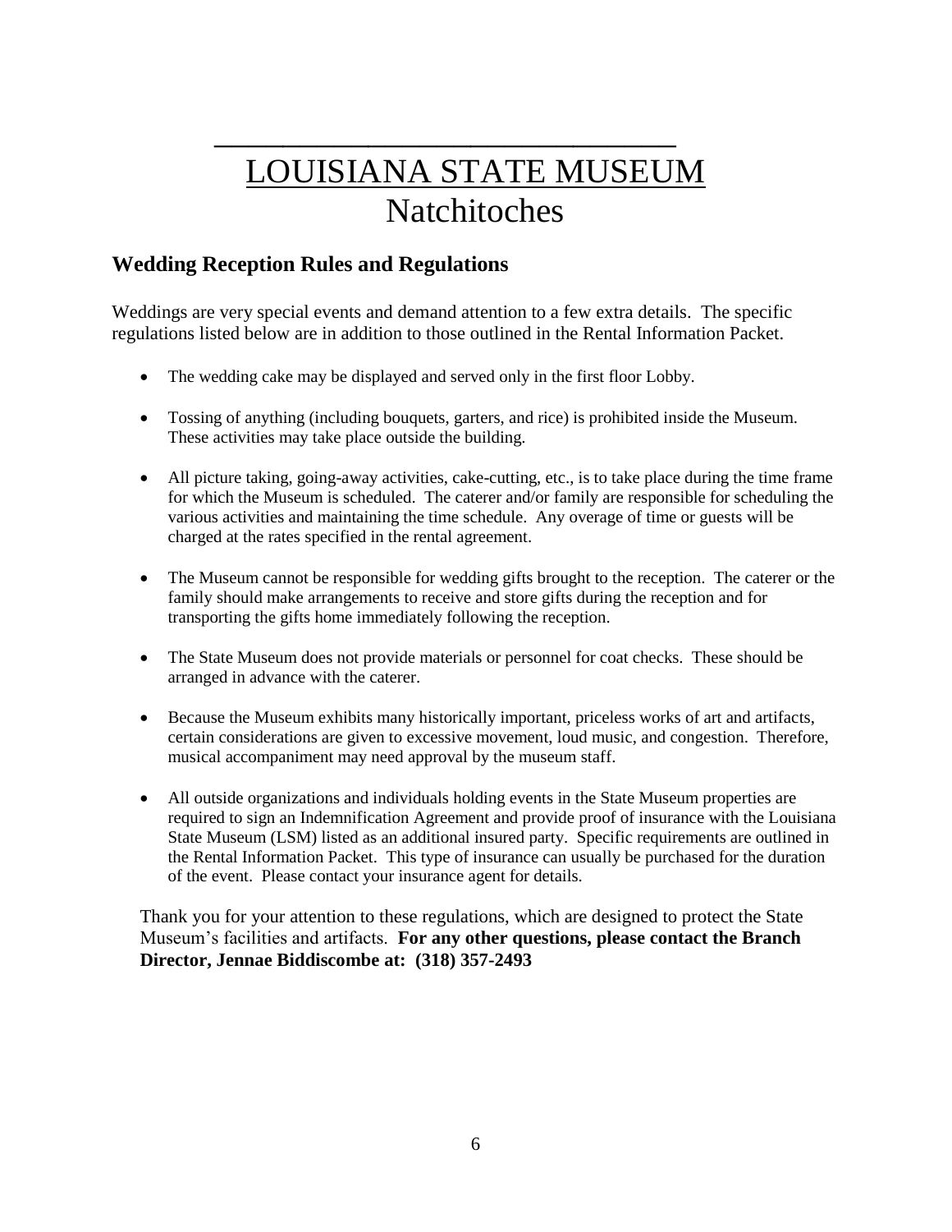# LOUISIANA STATE MUSEUM
# Natchitoches

## Wedding Reception Rules and Regulations

Weddings are very special events and demand attention to a few extra details. The specific regulations listed below are in addition to those outlined in the Rental Information Packet.

- The wedding cake may be displayed and served only in the first floor Lobby.
- Tossing of anything (including bouquets, garters, and rice) is prohibited inside the Museum. These activities may take place outside the building.
- All picture taking, going-away activities, cake-cutting, etc., is to take place during the time frame for which the Museum is scheduled. The caterer and/or family are responsible for scheduling the various activities and maintaining the time schedule. Any overage of time or guests will be charged at the rates specified in the rental agreement.
- The Museum cannot be responsible for wedding gifts brought to the reception. The caterer or the family should make arrangements to receive and store gifts during the reception and for transporting the gifts home immediately following the reception.
- The State Museum does not provide materials or personnel for coat checks. These should be arranged in advance with the caterer.
- Because the Museum exhibits many historically important, priceless works of art and artifacts, certain considerations are given to excessive movement, loud music, and congestion. Therefore, musical accompaniment may need approval by the museum staff.
- All outside organizations and individuals holding events in the State Museum properties are required to sign an Indemnification Agreement and provide proof of insurance with the Louisiana State Museum (LSM) listed as an additional insured party. Specific requirements are outlined in the Rental Information Packet. This type of insurance can usually be purchased for the duration of the event. Please contact your insurance agent for details.

Thank you for your attention to these regulations, which are designed to protect the State Museum's facilities and artifacts. **For any other questions, please contact the Branch Director, Jennae Biddiscombe at: (318) 357-2493**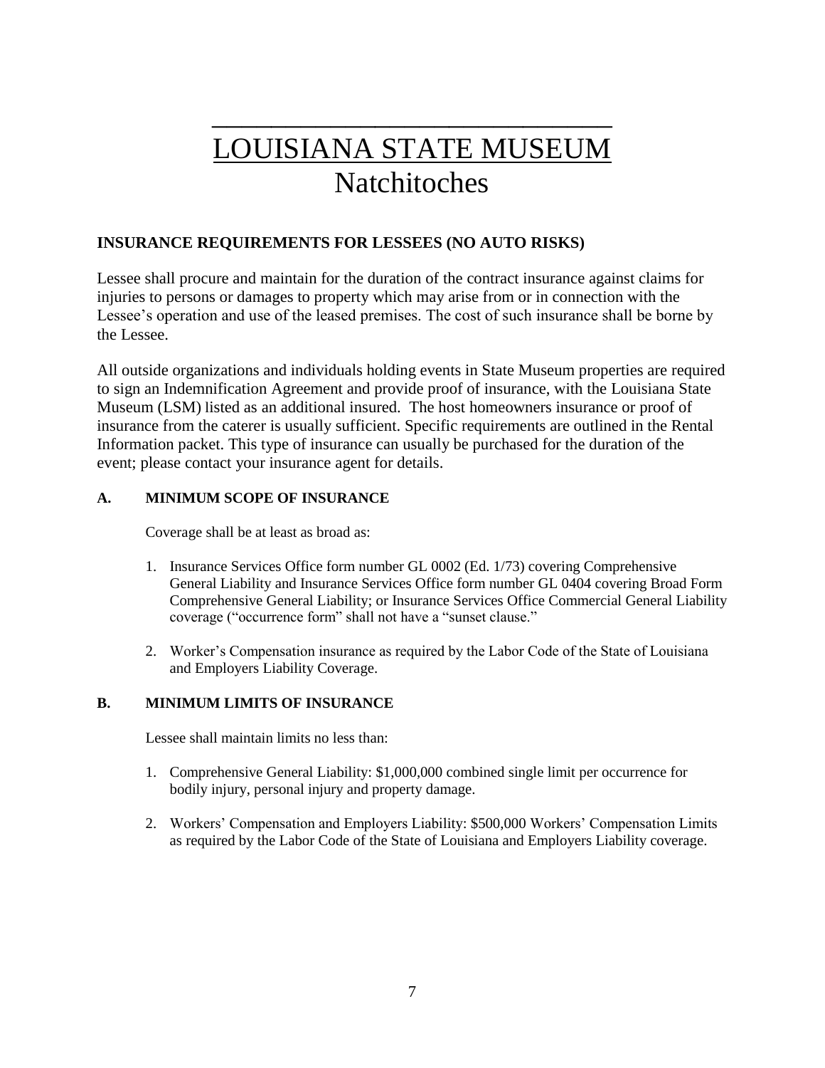# LOUISIANA STATE MUSEUM
## Natchitoches

**INSURANCE REQUIREMENTS FOR LESSEES (NO AUTO RISKS)**

Lessee shall procure and maintain for the duration of the contract insurance against claims for injuries to persons or damages to property which may arise from or in connection with the Lessee's operation and use of the leased premises. The cost of such insurance shall be borne by the Lessee.

All outside organizations and individuals holding events in State Museum properties are required to sign an Indemnification Agreement and provide proof of insurance, with the Louisiana State Museum (LSM) listed as an additional insured. The host homeowners insurance or proof of insurance from the caterer is usually sufficient. Specific requirements are outlined in the Rental Information packet. This type of insurance can usually be purchased for the duration of the event; please contact your insurance agent for details.

**A. MINIMUM SCOPE OF INSURANCE**

Coverage shall be at least as broad as:

1. Insurance Services Office form number GL 0002 (Ed. 1/73) covering Comprehensive General Liability and Insurance Services Office form number GL 0404 covering Broad Form Comprehensive General Liability; or Insurance Services Office Commercial General Liability coverage ("occurrence form" shall not have a "sunset clause."

2. Worker's Compensation insurance as required by the Labor Code of the State of Louisiana and Employers Liability Coverage.

**B. MINIMUM LIMITS OF INSURANCE**

Lessee shall maintain limits no less than:

1. Comprehensive General Liability: $1,000,000 combined single limit per occurrence for bodily injury, personal injury and property damage.

2. Workers' Compensation and Employers Liability: $500,000 Workers' Compensation Limits as required by the Labor Code of the State of Louisiana and Employers Liability coverage.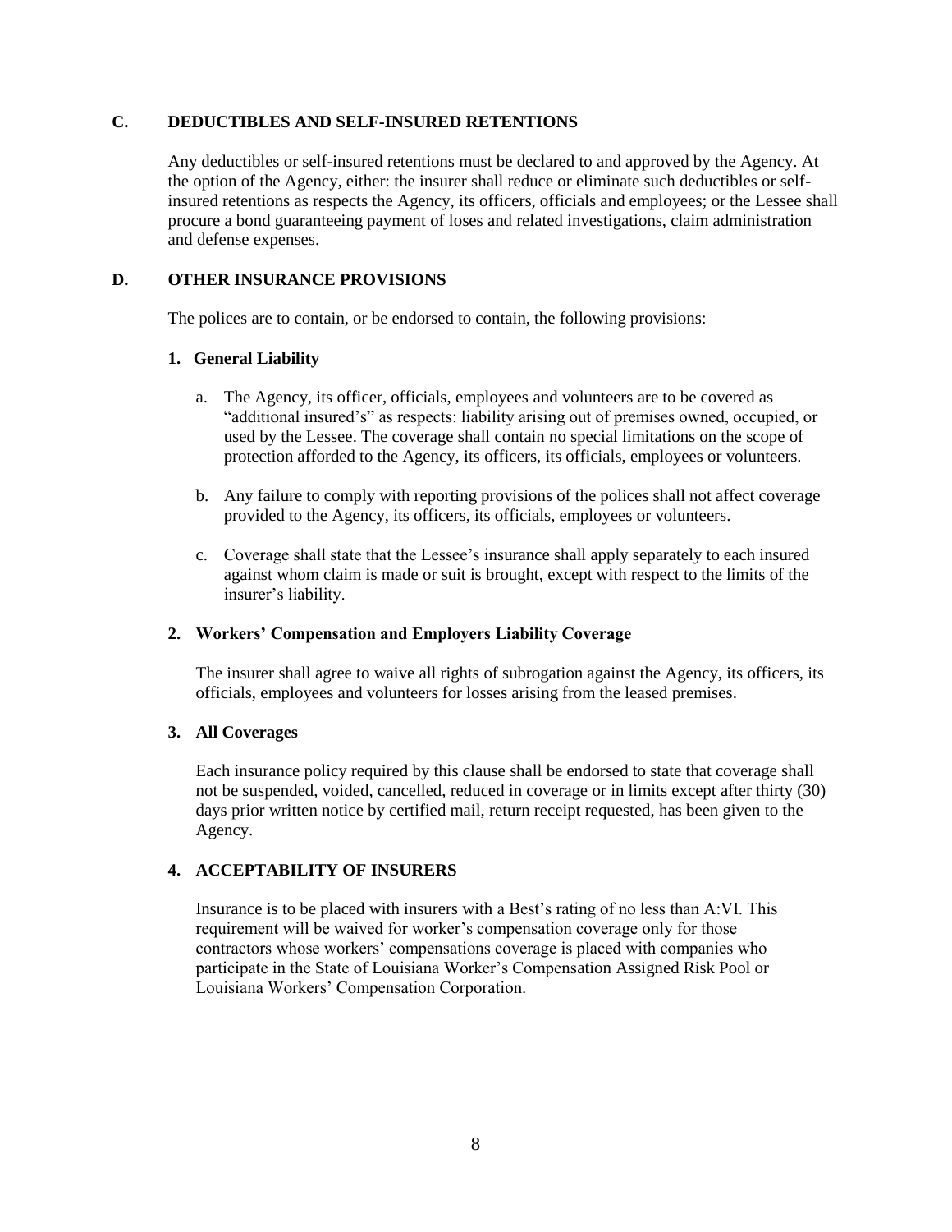## C. DEDUCTIBLES AND SELF-INSURED RETENTIONS

Any deductibles or self-insured retentions must be declared to and approved by the Agency. At the option of the Agency, either: the insurer shall reduce or eliminate such deductibles or self-insured retentions as respects the Agency, its officers, officials and employees; or the Lessee shall procure a bond guaranteeing payment of loses and related investigations, claim administration and defense expenses.

## D. OTHER INSURANCE PROVISIONS

The polices are to contain, or be endorsed to contain, the following provisions:

### 1. General Liability

a. The Agency, its officer, officials, employees and volunteers are to be covered as "additional insured's" as respects: liability arising out of premises owned, occupied, or used by the Lessee. The coverage shall contain no special limitations on the scope of protection afforded to the Agency, its officers, its officials, employees or volunteers.

b. Any failure to comply with reporting provisions of the polices shall not affect coverage provided to the Agency, its officers, its officials, employees or volunteers.

c. Coverage shall state that the Lessee's insurance shall apply separately to each insured against whom claim is made or suit is brought, except with respect to the limits of the insurer's liability.

### 2. Workers' Compensation and Employers Liability Coverage

The insurer shall agree to waive all rights of subrogation against the Agency, its officers, its officials, employees and volunteers for losses arising from the leased premises.

### 3. All Coverages

Each insurance policy required by this clause shall be endorsed to state that coverage shall not be suspended, voided, cancelled, reduced in coverage or in limits except after thirty (30) days prior written notice by certified mail, return receipt requested, has been given to the Agency.

### 4. ACCEPTABILITY OF INSURERS

Insurance is to be placed with insurers with a Best's rating of no less than A:VI. This requirement will be waived for worker's compensation coverage only for those contractors whose workers' compensations coverage is placed with companies who participate in the State of Louisiana Worker's Compensation Assigned Risk Pool or Louisiana Workers' Compensation Corporation.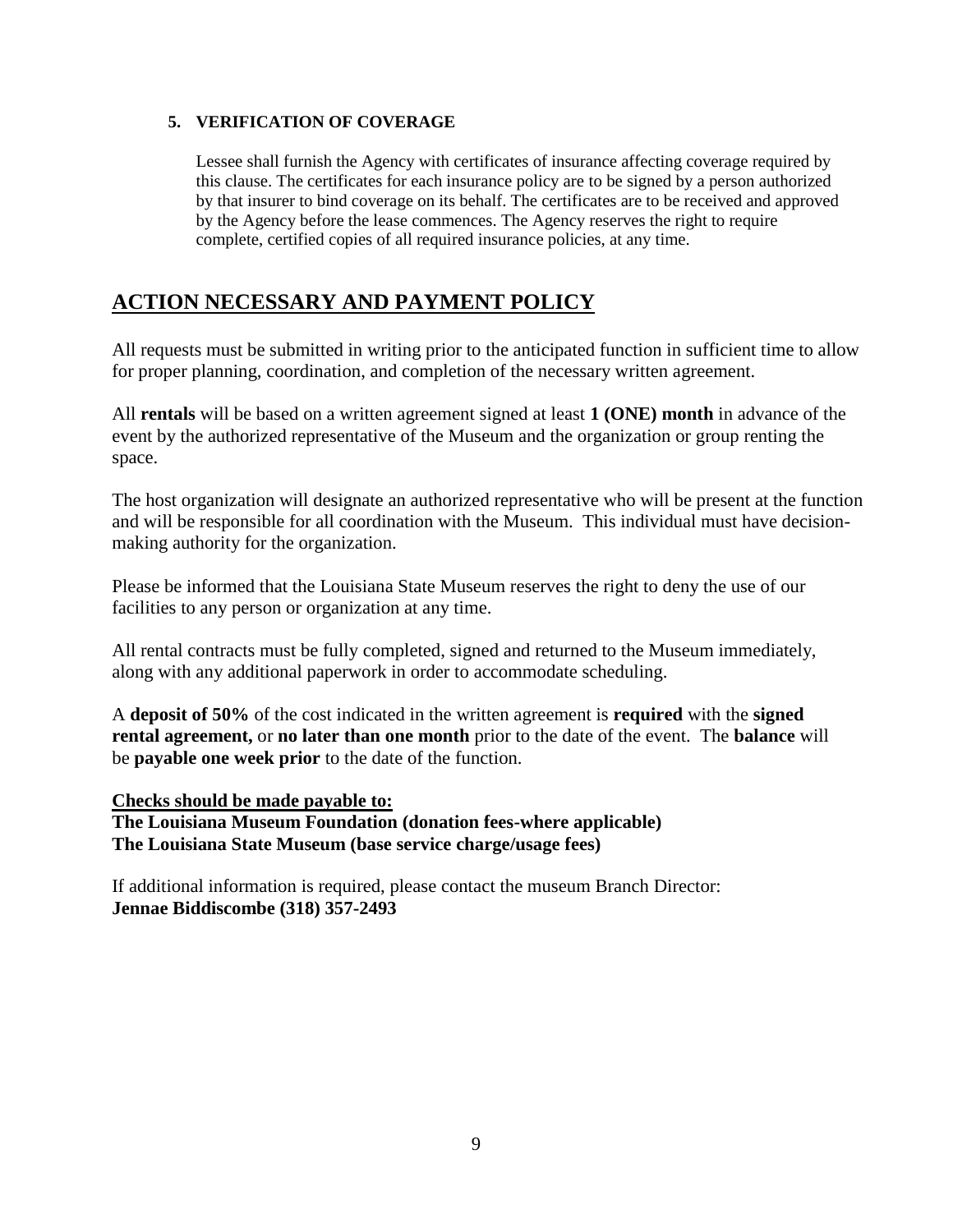**5. VERIFICATION OF COVERAGE**

Lessee shall furnish the Agency with certificates of insurance affecting coverage required by this clause. The certificates for each insurance policy are to be signed by a person authorized by that insurer to bind coverage on its behalf. The certificates are to be received and approved by the Agency before the lease commences. The Agency reserves the right to require complete, certified copies of all required insurance policies, at any time.

## ACTION NECESSARY AND PAYMENT POLICY

All requests must be submitted in writing prior to the anticipated function in sufficient time to allow for proper planning, coordination, and completion of the necessary written agreement.

All **rentals** will be based on a written agreement signed at least **1 (ONE) month** in advance of the event by the authorized representative of the Museum and the organization or group renting the space.

The host organization will designate an authorized representative who will be present at the function and will be responsible for all coordination with the Museum. This individual must have decision-making authority for the organization.

Please be informed that the Louisiana State Museum reserves the right to deny the use of our facilities to any person or organization at any time.

All rental contracts must be fully completed, signed and returned to the Museum immediately, along with any additional paperwork in order to accommodate scheduling.

A **deposit of 50%** of the cost indicated in the written agreement is **required** with the **signed rental agreement,** or **no later than one month** prior to the date of the event. The **balance** will be **payable one week prior** to the date of the function.

**Checks should be made payable to:**
**The Louisiana Museum Foundation (donation fees-where applicable)**
**The Louisiana State Museum (base service charge/usage fees)**

If additional information is required, please contact the museum Branch Director:
**Jennae Biddiscombe (318) 357-2493**